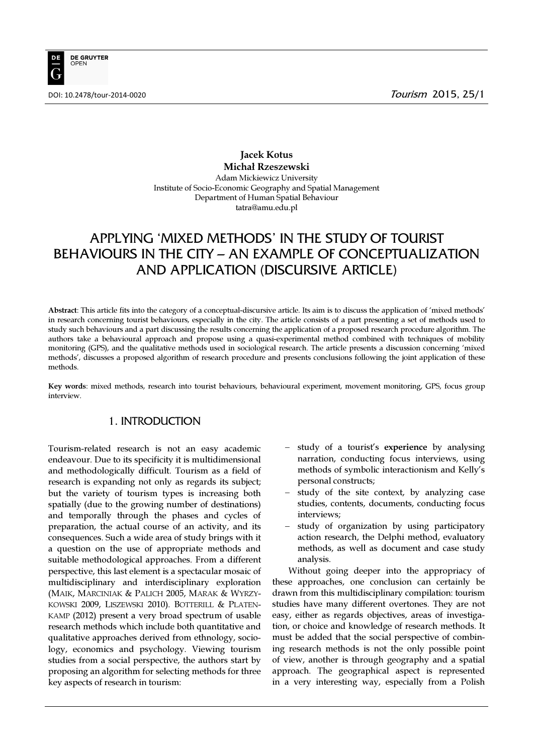DOI: 10.2478/tour-2014-0020

**Jacek Kotus**
**Michał Rzeszewski**
Adam Mickiewicz University
Institute of Socio-Economic Geography and Spatial Management
Department of Human Spatial Behaviour
tatra@amu.edu.pl

# APPLYING 'MIXED METHODS' IN THE STUDY OF TOURIST BEHAVIOURS IN THE CITY – AN EXAMPLE OF CONCEPTUALIZATION AND APPLICATION (DISCURSIVE ARTICLE)

**Abstract**: This article fits into the category of a conceptual-discursive article. Its aim is to discuss the application of 'mixed methods' in research concerning tourist behaviours, especially in the city. The article consists of a part presenting a set of methods used to study such behaviours and a part discussing the results concerning the application of a proposed research procedure algorithm. The authors take a behavioural approach and propose using a quasi-experimental method combined with techniques of mobility monitoring (GPS), and the qualitative methods used in sociological research. The article presents a discussion concerning 'mixed methods', discusses a proposed algorithm of research procedure and presents conclusions following the joint application of these methods.

**Key words**: mixed methods, research into tourist behaviours, behavioural experiment, movement monitoring, GPS, focus group interview.

## 1. INTRODUCTION

Tourism-related research is not an easy academic endeavour. Due to its specificity it is multidimensional and methodologically difficult. Tourism as a field of research is expanding not only as regards its subject; but the variety of tourism types is increasing both spatially (due to the growing number of destinations) and temporally through the phases and cycles of preparation, the actual course of an activity, and its consequences. Such a wide area of study brings with it a question on the use of appropriate methods and suitable methodological approaches. From a different perspective, this last element is a spectacular mosaic of multidisciplinary and interdisciplinary exploration (MAIK, MARCINIAK & PALICH 2005, MARAK & WYRZYKOWSKI 2009, LISZEWSKI 2010). BOTTERILL & PLATENKAMP (2012) present a very broad spectrum of usable research methods which include both quantitative and qualitative approaches derived from ethnology, sociology, economics and psychology. Viewing tourism studies from a social perspective, the authors start by proposing an algorithm for selecting methods for three key aspects of research in tourism:

- study of a tourist's **experience** by analysing narration, conducting focus interviews, using methods of symbolic interactionism and Kelly's personal constructs;
- study of the site context, by analyzing case studies, contents, documents, conducting focus interviews;
- study of organization by using participatory action research, the Delphi method, evaluatory methods, as well as document and case study analysis.

Without going deeper into the appropriacy of these approaches, one conclusion can certainly be drawn from this multidisciplinary compilation: tourism studies have many different overtones. They are not easy, either as regards objectives, areas of investigation, or choice and knowledge of research methods. It must be added that the social perspective of combining research methods is not the only possible point of view, another is through geography and a spatial approach. The geographical aspect is represented in a very interesting way, especially from a Polish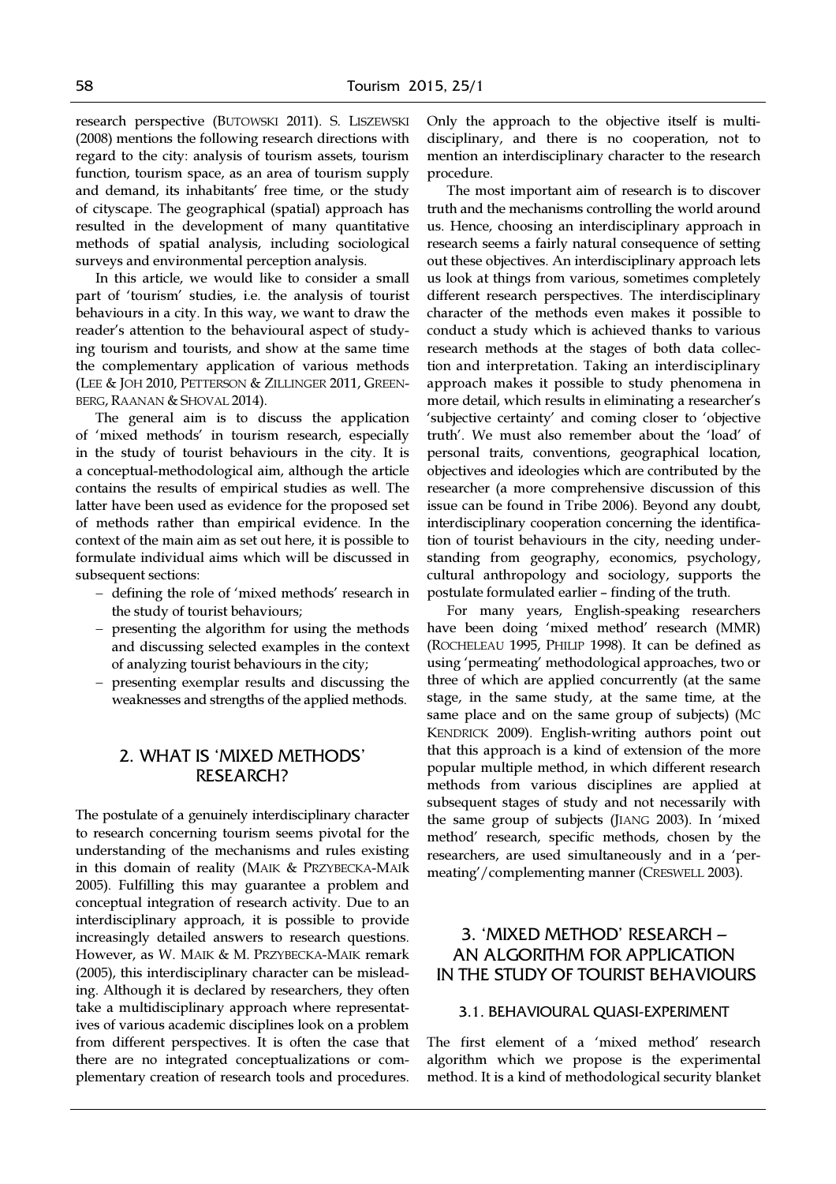research perspective (BUTOWSKI 2011). S. LISZEWSKI (2008) mentions the following research directions with regard to the city: analysis of tourism assets, tourism function, tourism space, as an area of tourism supply and demand, its inhabitants' free time, or the study of cityscape. The geographical (spatial) approach has resulted in the development of many quantitative methods of spatial analysis, including sociological surveys and environmental perception analysis.

In this article, we would like to consider a small part of 'tourism' studies, i.e. the analysis of tourist behaviours in a city. In this way, we want to draw the reader's attention to the behavioural aspect of studying tourism and tourists, and show at the same time the complementary application of various methods (LEE & JOH 2010, PETTERSON & ZILLINGER 2011, GREENBERG, RAANAN & SHOVAL 2014).

The general aim is to discuss the application of 'mixed methods' in tourism research, especially in the study of tourist behaviours in the city. It is a conceptual-methodological aim, although the article contains the results of empirical studies as well. The latter have been used as evidence for the proposed set of methods rather than empirical evidence. In the context of the main aim as set out here, it is possible to formulate individual aims which will be discussed in subsequent sections:

- defining the role of 'mixed methods' research in the study of tourist behaviours;
- presenting the algorithm for using the methods and discussing selected examples in the context of analyzing tourist behaviours in the city;
- presenting exemplar results and discussing the weaknesses and strengths of the applied methods.

## 2. WHAT IS 'MIXED METHODS' RESEARCH?

The postulate of a genuinely interdisciplinary character to research concerning tourism seems pivotal for the understanding of the mechanisms and rules existing in this domain of reality (MAIK & PRZYBECKA-MAIK 2005). Fulfilling this may guarantee a problem and conceptual integration of research activity. Due to an interdisciplinary approach, it is possible to provide increasingly detailed answers to research questions. However, as W. MAIK & M. PRZYBECKA-MAIK remark (2005), this interdisciplinary character can be misleading. Although it is declared by researchers, they often take a multidisciplinary approach where representatives of various academic disciplines look on a problem from different perspectives. It is often the case that there are no integrated conceptualizations or complementary creation of research tools and procedures. Only the approach to the objective itself is multidisciplinary, and there is no cooperation, not to mention an interdisciplinary character to the research procedure.

The most important aim of research is to discover truth and the mechanisms controlling the world around us. Hence, choosing an interdisciplinary approach in research seems a fairly natural consequence of setting out these objectives. An interdisciplinary approach lets us look at things from various, sometimes completely different research perspectives. The interdisciplinary character of the methods even makes it possible to conduct a study which is achieved thanks to various research methods at the stages of both data collection and interpretation. Taking an interdisciplinary approach makes it possible to study phenomena in more detail, which results in eliminating a researcher's 'subjective certainty' and coming closer to 'objective truth'. We must also remember about the 'load' of personal traits, conventions, geographical location, objectives and ideologies which are contributed by the researcher (a more comprehensive discussion of this issue can be found in Tribe 2006). Beyond any doubt, interdisciplinary cooperation concerning the identification of tourist behaviours in the city, needing understanding from geography, economics, psychology, cultural anthropology and sociology, supports the postulate formulated earlier – finding of the truth.

For many years, English-speaking researchers have been doing 'mixed method' research (MMR) (ROCHELEAU 1995, PHILIP 1998). It can be defined as using 'permeating' methodological approaches, two or three of which are applied concurrently (at the same stage, in the same study, at the same time, at the same place and on the same group of subjects) (MC KENDRICK 2009). English-writing authors point out that this approach is a kind of extension of the more popular multiple method, in which different research methods from various disciplines are applied at subsequent stages of study and not necessarily with the same group of subjects (JIANG 2003). In 'mixed method' research, specific methods, chosen by the researchers, are used simultaneously and in a 'permeating'/complementing manner (CRESWELL 2003).

## 3. 'MIXED METHOD' RESEARCH – AN ALGORITHM FOR APPLICATION IN THE STUDY OF TOURIST BEHAVIOURS

### 3.1. BEHAVIOURAL QUASI-EXPERIMENT

The first element of a 'mixed method' research algorithm which we propose is the experimental method. It is a kind of methodological security blanket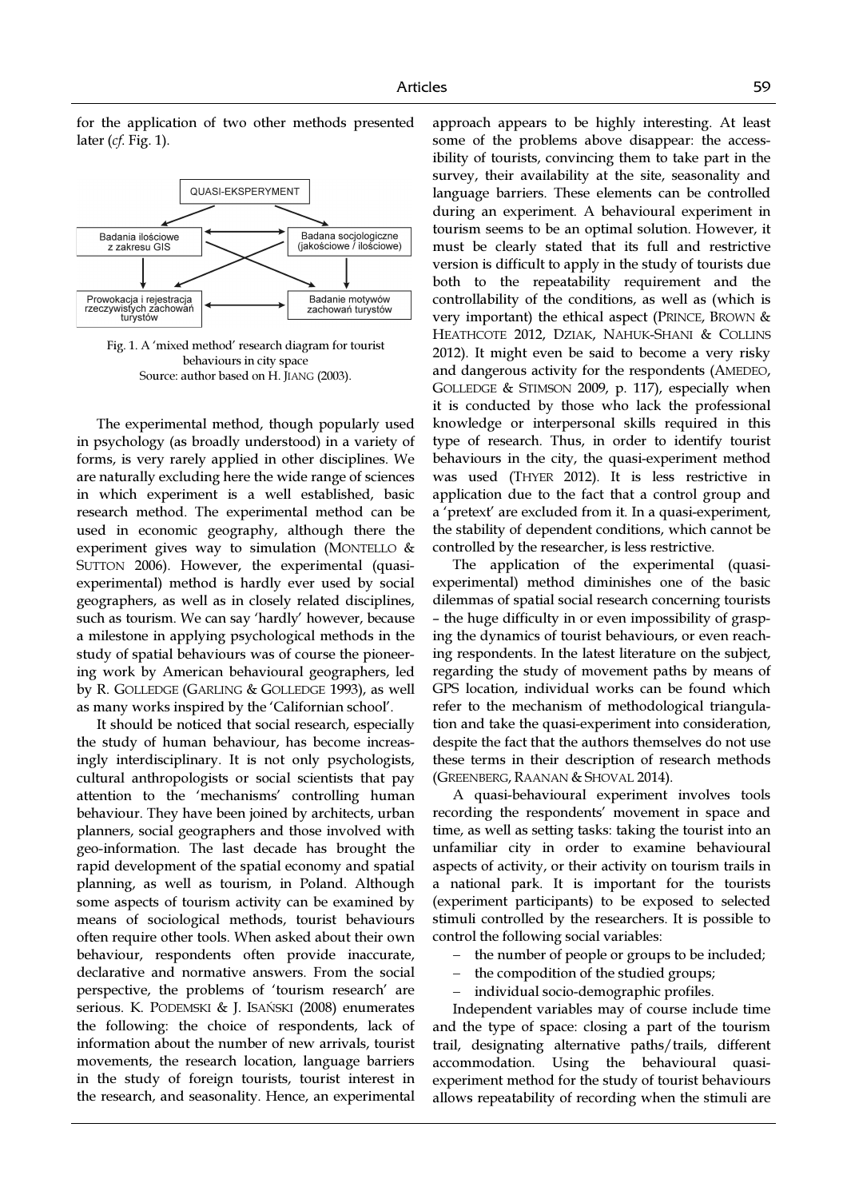for the application of two other methods presented later (*cf.* Fig. 1).

QUASI-EKSPERYMENT

Badania ilościowe z zakresu GIS

Badana socjologiczne (jakościowe / ilościowe)

Prowokacja i rejestracja rzeczywistych zachowań turystów

Badanie motywów zachowań turystów

Fig. 1. A 'mixed method' research diagram for tourist behaviours in city space
Source: author based on H. JIANG (2003).

The experimental method, though popularly used in psychology (as broadly understood) in a variety of forms, is very rarely applied in other disciplines. We are naturally excluding here the wide range of sciences in which experiment is a well established, basic research method. The experimental method can be used in economic geography, although there the experiment gives way to simulation (MONTELLO & SUTTON 2006). However, the experimental (quasi-experimental) method is hardly ever used by social geographers, as well as in closely related disciplines, such as tourism. We can say 'hardly' however, because a milestone in applying psychological methods in the study of spatial behaviours was of course the pioneering work by American behavioural geographers, led by R. GOLLEDGE (GARLING & GOLLEDGE 1993), as well as many works inspired by the 'Californian school'.

It should be noticed that social research, especially the study of human behaviour, has become increasingly interdisciplinary. It is not only psychologists, cultural anthropologists or social scientists that pay attention to the 'mechanisms' controlling human behaviour. They have been joined by architects, urban planners, social geographers and those involved with geo-information. The last decade has brought the rapid development of the spatial economy and spatial planning, as well as tourism, in Poland. Although some aspects of tourism activity can be examined by means of sociological methods, tourist behaviours often require other tools. When asked about their own behaviour, respondents often provide inaccurate, declarative and normative answers. From the social perspective, the problems of 'tourism research' are serious. K. PODEMSKI & J. ISAŃSKI (2008) enumerates the following: the choice of respondents, lack of information about the number of new arrivals, tourist movements, the research location, language barriers in the study of foreign tourists, tourist interest in the research, and seasonality. Hence, an experimental approach appears to be highly interesting. At least some of the problems above disappear: the accessibility of tourists, convincing them to take part in the survey, their availability at the site, seasonality and language barriers. These elements can be controlled during an experiment. A behavioural experiment in tourism seems to be an optimal solution. However, it must be clearly stated that its full and restrictive version is difficult to apply in the study of tourists due both to the repeatability requirement and the controllability of the conditions, as well as (which is very important) the ethical aspect (PRINCE, BROWN & HEATHCOTE 2012, DZIAK, NAHUK-SHANI & COLLINS 2012). It might even be said to become a very risky and dangerous activity for the respondents (AMEDEO, GOLLEDGE & STIMSON 2009, p. 117), especially when it is conducted by those who lack the professional knowledge or interpersonal skills required in this type of research. Thus, in order to identify tourist behaviours in the city, the quasi-experiment method was used (THYER 2012). It is less restrictive in application due to the fact that a control group and a 'pretext' are excluded from it. In a quasi-experiment, the stability of dependent conditions, which cannot be controlled by the researcher, is less restrictive.

The application of the experimental (quasi-experimental) method diminishes one of the basic dilemmas of spatial social research concerning tourists – the huge difficulty in or even impossibility of grasping the dynamics of tourist behaviours, or even reaching respondents. In the latest literature on the subject, regarding the study of movement paths by means of GPS location, individual works can be found which refer to the mechanism of methodological triangulation and take the quasi-experiment into consideration, despite the fact that the authors themselves do not use these terms in their description of research methods (GREENBERG, RAANAN & SHOVAL 2014).

A quasi-behavioural experiment involves tools recording the respondents' movement in space and time, as well as setting tasks: taking the tourist into an unfamiliar city in order to examine behavioural aspects of activity, or their activity on tourism trails in a national park. It is important for the tourists (experiment participants) to be exposed to selected stimuli controlled by the researchers. It is possible to control the following social variables:

- the number of people or groups to be included;
- the compodition of the studied groups;
- individual socio-demographic profiles.

Independent variables may of course include time and the type of space: closing a part of the tourism trail, designating alternative paths/trails, different accommodation. Using the behavioural quasi-experiment method for the study of tourist behaviours allows repeatability of recording when the stimuli are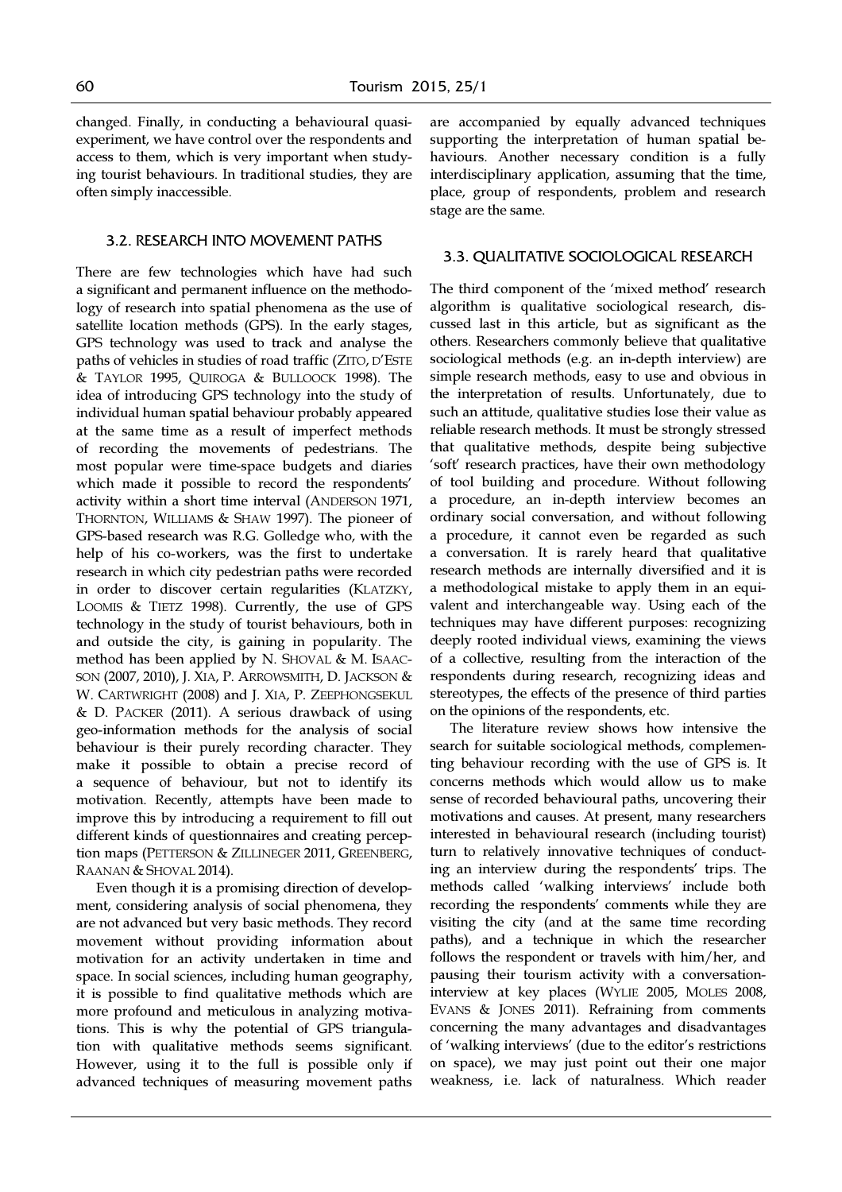changed. Finally, in conducting a behavioural quasi-experiment, we have control over the respondents and access to them, which is very important when studying tourist behaviours. In traditional studies, they are often simply inaccessible.

### 3.2. RESEARCH INTO MOVEMENT PATHS

There are few technologies which have had such a significant and permanent influence on the methodology of research into spatial phenomena as the use of satellite location methods (GPS). In the early stages, GPS technology was used to track and analyse the paths of vehicles in studies of road traffic (ZITO, D'ESTE & TAYLOR 1995, QUIROGA & BULLOOCK 1998). The idea of introducing GPS technology into the study of individual human spatial behaviour probably appeared at the same time as a result of imperfect methods of recording the movements of pedestrians. The most popular were time-space budgets and diaries which made it possible to record the respondents' activity within a short time interval (ANDERSON 1971, THORNTON, WILLIAMS & SHAW 1997). The pioneer of GPS-based research was R.G. Golledge who, with the help of his co-workers, was the first to undertake research in which city pedestrian paths were recorded in order to discover certain regularities (KLATZKY, LOOMIS & TIETZ 1998). Currently, the use of GPS technology in the study of tourist behaviours, both in and outside the city, is gaining in popularity. The method has been applied by N. SHOVAL & M. ISAACSON (2007, 2010), J. XIA, P. ARROWSMITH, D. JACKSON & W. CARTWRIGHT (2008) and J. XIA, P. ZEEPHONGSEKUL & D. PACKER (2011). A serious drawback of using geo-information methods for the analysis of social behaviour is their purely recording character. They make it possible to obtain a precise record of a sequence of behaviour, but not to identify its motivation. Recently, attempts have been made to improve this by introducing a requirement to fill out different kinds of questionnaires and creating perception maps (PETTERSON & ZILLINEGER 2011, GREENBERG, RAANAN & SHOVAL 2014).

Even though it is a promising direction of development, considering analysis of social phenomena, they are not advanced but very basic methods. They record movement without providing information about motivation for an activity undertaken in time and space. In social sciences, including human geography, it is possible to find qualitative methods which are more profound and meticulous in analyzing motivations. This is why the potential of GPS triangulation with qualitative methods seems significant. However, using it to the full is possible only if advanced techniques of measuring movement paths are accompanied by equally advanced techniques supporting the interpretation of human spatial behaviours. Another necessary condition is a fully interdisciplinary application, assuming that the time, place, group of respondents, problem and research stage are the same.

### 3.3. QUALITATIVE SOCIOLOGICAL RESEARCH

The third component of the 'mixed method' research algorithm is qualitative sociological research, discussed last in this article, but as significant as the others. Researchers commonly believe that qualitative sociological methods (e.g. an in-depth interview) are simple research methods, easy to use and obvious in the interpretation of results. Unfortunately, due to such an attitude, qualitative studies lose their value as reliable research methods. It must be strongly stressed that qualitative methods, despite being subjective 'soft' research practices, have their own methodology of tool building and procedure. Without following a procedure, an in-depth interview becomes an ordinary social conversation, and without following a procedure, it cannot even be regarded as such a conversation. It is rarely heard that qualitative research methods are internally diversified and it is a methodological mistake to apply them in an equivalent and interchangeable way. Using each of the techniques may have different purposes: recognizing deeply rooted individual views, examining the views of a collective, resulting from the interaction of the respondents during research, recognizing ideas and stereotypes, the effects of the presence of third parties on the opinions of the respondents, etc.

The literature review shows how intensive the search for suitable sociological methods, complementing behaviour recording with the use of GPS is. It concerns methods which would allow us to make sense of recorded behavioural paths, uncovering their motivations and causes. At present, many researchers interested in behavioural research (including tourist) turn to relatively innovative techniques of conducting an interview during the respondents' trips. The methods called 'walking interviews' include both recording the respondents' comments while they are visiting the city (and at the same time recording paths), and a technique in which the researcher follows the respondent or travels with him/her, and pausing their tourism activity with a conversation-interview at key places (WYLIE 2005, MOLES 2008, EVANS & JONES 2011). Refraining from comments concerning the many advantages and disadvantages of 'walking interviews' (due to the editor's restrictions on space), we may just point out their one major weakness, i.e. lack of naturalness. Which reader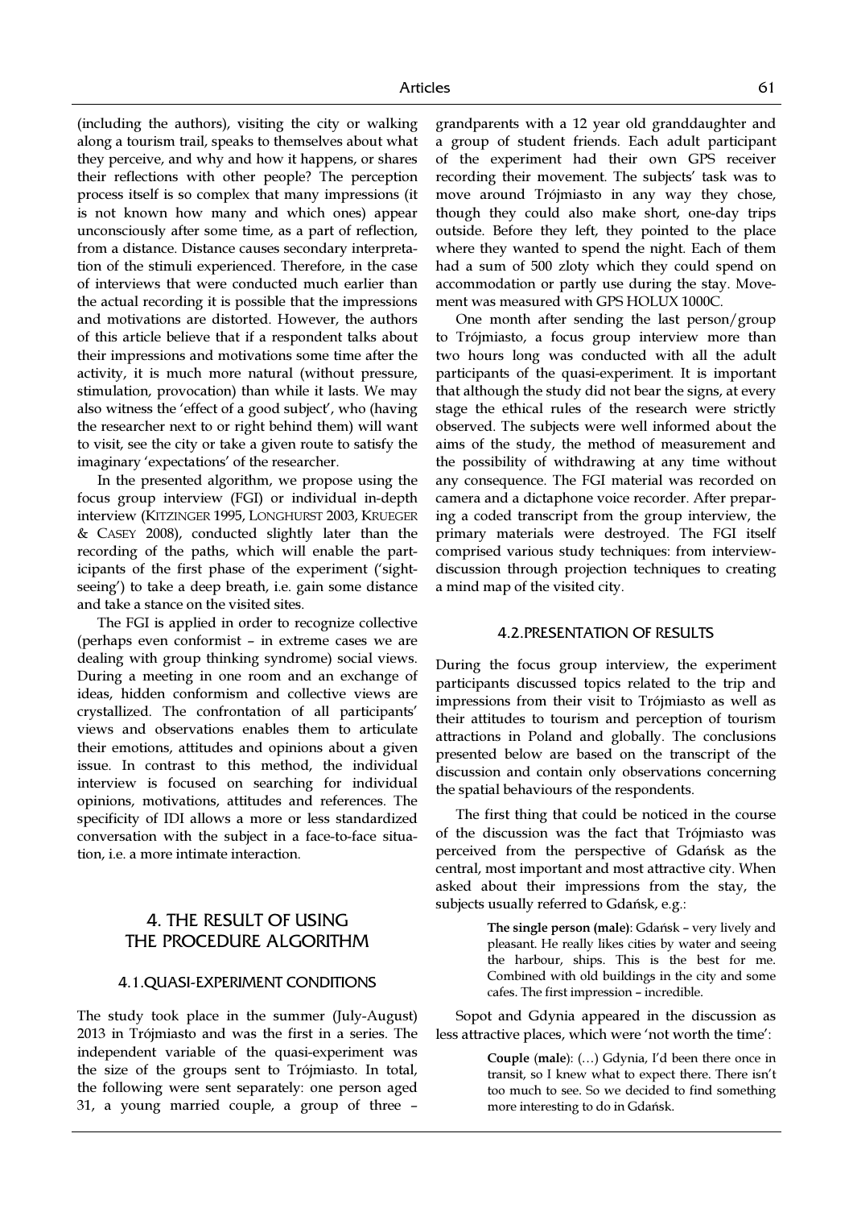(including the authors), visiting the city or walking along a tourism trail, speaks to themselves about what they perceive, and why and how it happens, or shares their reflections with other people? The perception process itself is so complex that many impressions (it is not known how many and which ones) appear unconsciously after some time, as a part of reflection, from a distance. Distance causes secondary interpretation of the stimuli experienced. Therefore, in the case of interviews that were conducted much earlier than the actual recording it is possible that the impressions and motivations are distorted. However, the authors of this article believe that if a respondent talks about their impressions and motivations some time after the activity, it is much more natural (without pressure, stimulation, provocation) than while it lasts. We may also witness the 'effect of a good subject', who (having the researcher next to or right behind them) will want to visit, see the city or take a given route to satisfy the imaginary 'expectations' of the researcher.

In the presented algorithm, we propose using the focus group interview (FGI) or individual in-depth interview (KITZINGER 1995, LONGHURST 2003, KRUEGER & CASEY 2008), conducted slightly later than the recording of the paths, which will enable the participants of the first phase of the experiment ('sightseeing') to take a deep breath, i.e. gain some distance and take a stance on the visited sites.

The FGI is applied in order to recognize collective (perhaps even conformist – in extreme cases we are dealing with group thinking syndrome) social views. During a meeting in one room and an exchange of ideas, hidden conformism and collective views are crystallized. The confrontation of all participants' views and observations enables them to articulate their emotions, attitudes and opinions about a given issue. In contrast to this method, the individual interview is focused on searching for individual opinions, motivations, attitudes and references. The specificity of IDI allows a more or less standardized conversation with the subject in a face-to-face situation, i.e. a more intimate interaction.

## 4. THE RESULT OF USING THE PROCEDURE ALGORITHM

### 4.1. QUASI-EXPERIMENT CONDITIONS

The study took place in the summer (July-August) 2013 in Trójmiasto and was the first in a series. The independent variable of the quasi-experiment was the size of the groups sent to Trójmiasto. In total, the following were sent separately: one person aged 31, a young married couple, a group of three – grandparents with a 12 year old granddaughter and a group of student friends. Each adult participant of the experiment had their own GPS receiver recording their movement. The subjects' task was to move around Trójmiasto in any way they chose, though they could also make short, one-day trips outside. Before they left, they pointed to the place where they wanted to spend the night. Each of them had a sum of 500 zloty which they could spend on accommodation or partly use during the stay. Movement was measured with GPS HOLUX 1000C.

One month after sending the last person/group to Trójmiasto, a focus group interview more than two hours long was conducted with all the adult participants of the quasi-experiment. It is important that although the study did not bear the signs, at every stage the ethical rules of the research were strictly observed. The subjects were well informed about the aims of the study, the method of measurement and the possibility of withdrawing at any time without any consequence. The FGI material was recorded on camera and a dictaphone voice recorder. After preparing a coded transcript from the group interview, the primary materials were destroyed. The FGI itself comprised various study techniques: from interview-discussion through projection techniques to creating a mind map of the visited city.

### 4.2. PRESENTATION OF RESULTS

During the focus group interview, the experiment participants discussed topics related to the trip and impressions from their visit to Trójmiasto as well as their attitudes to tourism and perception of tourism attractions in Poland and globally. The conclusions presented below are based on the transcript of the discussion and contain only observations concerning the spatial behaviours of the respondents.

The first thing that could be noticed in the course of the discussion was the fact that Trójmiasto was perceived from the perspective of Gdańsk as the central, most important and most attractive city. When asked about their impressions from the stay, the subjects usually referred to Gdańsk, e.g.:

> **The single person (male)**: Gdańsk – very lively and pleasant. He really likes cities by water and seeing the harbour, ships. This is the best for me. Combined with old buildings in the city and some cafes. The first impression – incredible.

Sopot and Gdynia appeared in the discussion as less attractive places, which were 'not worth the time':

> **Couple (male)**: (…) Gdynia, I'd been there once in transit, so I knew what to expect there. There isn't too much to see. So we decided to find something more interesting to do in Gdańsk.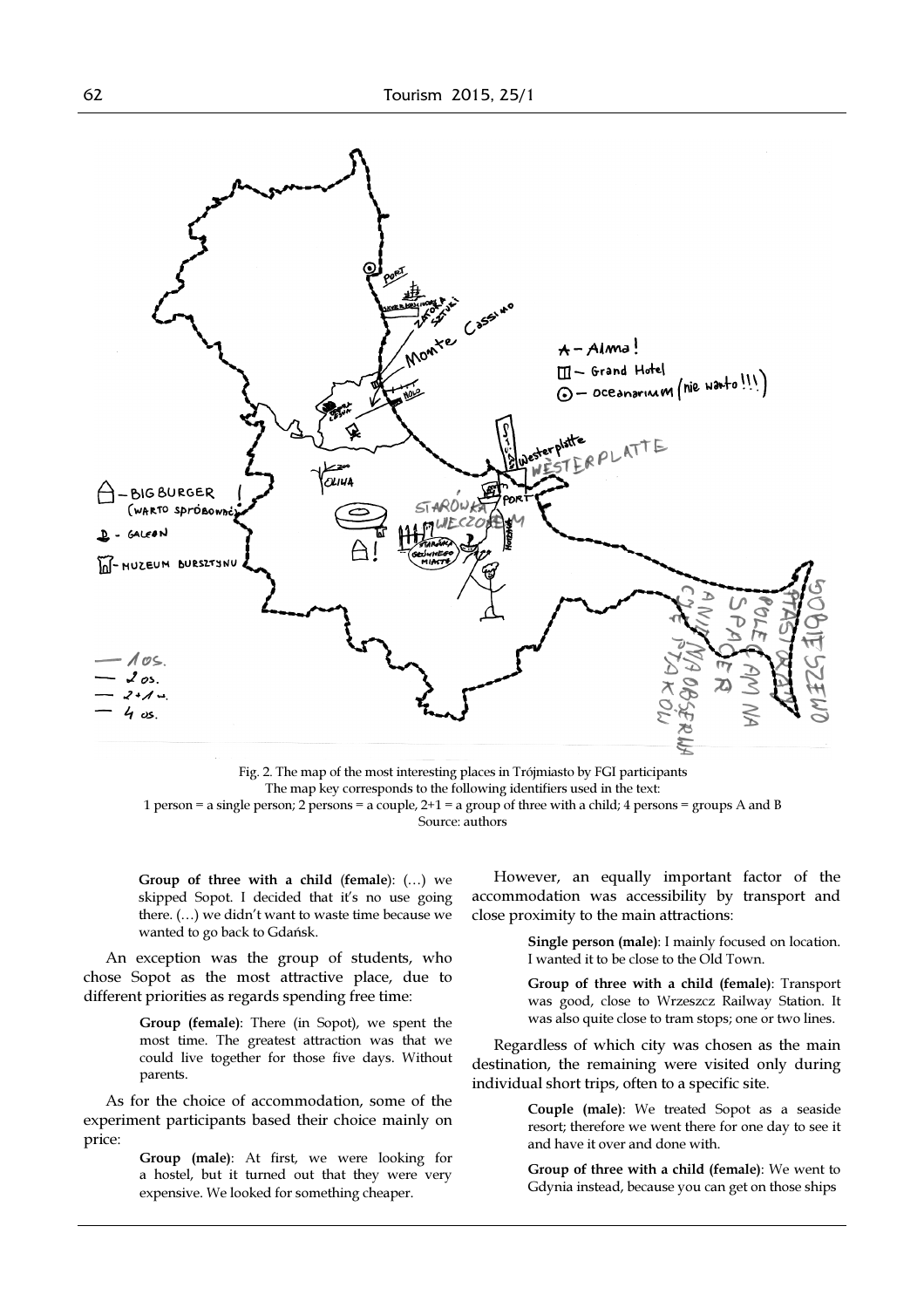Fig. 2. The map of the most interesting places in Trójmiasto by FGI participants
The map key corresponds to the following identifiers used in the text:
1 person = a single person; 2 persons = a couple, 2+1 = a group of three with a child; 4 persons = groups A and B
Source: authors

> **Group of three with a child (female)**: (…) we skipped Sopot. I decided that it's no use going there. (…) we didn't want to waste time because we wanted to go back to Gdańsk.

An exception was the group of students, who chose Sopot as the most attractive place, due to different priorities as regards spending free time:

> **Group (female)**: There (in Sopot), we spent the most time. The greatest attraction was that we could live together for those five days. Without parents.

As for the choice of accommodation, some of the experiment participants based their choice mainly on price:

> **Group (male)**: At first, we were looking for a hostel, but it turned out that they were very expensive. We looked for something cheaper.

However, an equally important factor of the accommodation was accessibility by transport and close proximity to the main attractions:

> **Single person (male)**: I mainly focused on location. I wanted it to be close to the Old Town.

> **Group of three with a child (female)**: Transport was good, close to Wrzeszcz Railway Station. It was also quite close to tram stops; one or two lines.

Regardless of which city was chosen as the main destination, the remaining were visited only during individual short trips, often to a specific site.

> **Couple (male)**: We treated Sopot as a seaside resort; therefore we went there for one day to see it and have it over and done with.

> **Group of three with a child (female)**: We went to Gdynia instead, because you can get on those ships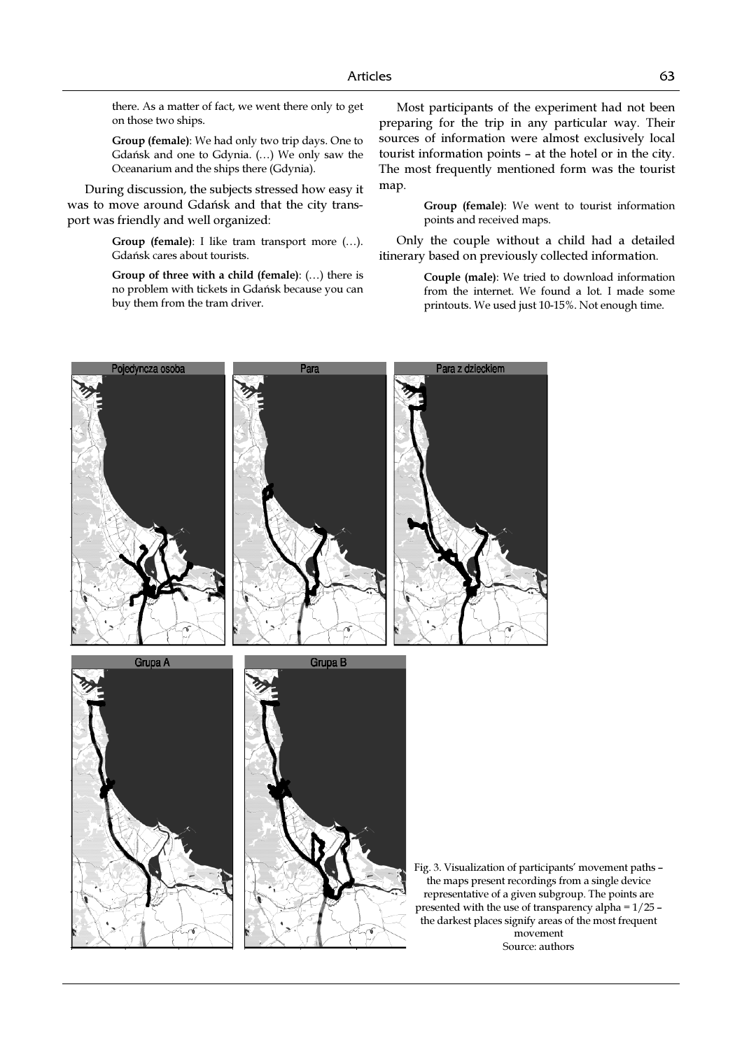there. As a matter of fact, we went there only to get on those two ships.

**Group (female)**: We had only two trip days. One to Gdańsk and one to Gdynia. (…) We only saw the Oceanarium and the ships there (Gdynia).

During discussion, the subjects stressed how easy it was to move around Gdańsk and that the city transport was friendly and well organized:

**Group (female)**: I like tram transport more (…). Gdańsk cares about tourists.

**Group of three with a child (female)**: (…) there is no problem with tickets in Gdańsk because you can buy them from the tram driver.

Most participants of the experiment had not been preparing for the trip in any particular way. Their sources of information were almost exclusively local tourist information points – at the hotel or in the city. The most frequently mentioned form was the tourist map.

**Group (female)**: We went to tourist information points and received maps.

Only the couple without a child had a detailed itinerary based on previously collected information.

**Couple (male)**: We tried to download information from the internet. We found a lot. I made some printouts. We used just 10-15%. Not enough time.

Fig. 3. Visualization of participants' movement paths – the maps present recordings from a single device representative of a given subgroup. The points are presented with the use of transparency alpha = 1/25 – the darkest places signify areas of the most frequent movement
Source: authors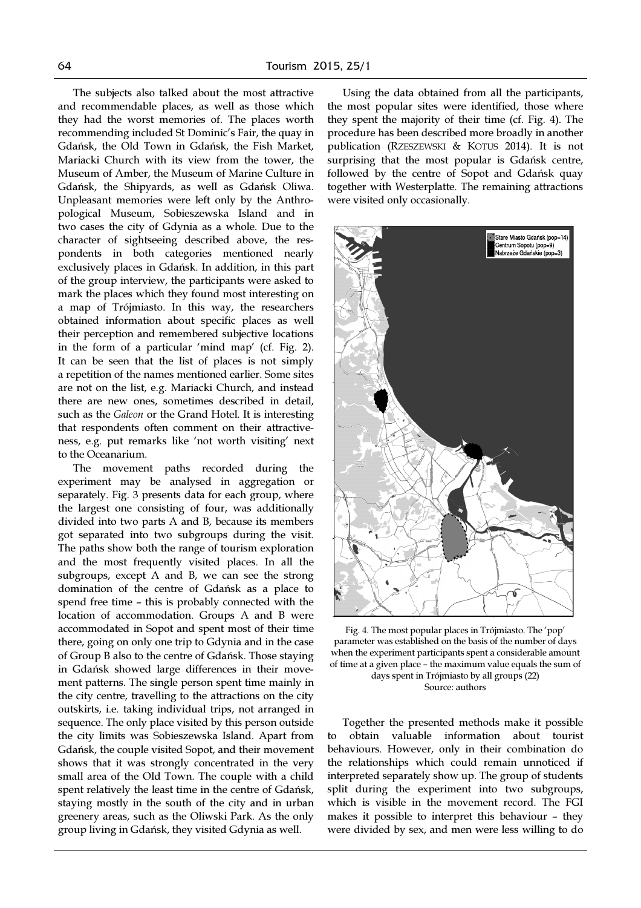The subjects also talked about the most attractive and recommendable places, as well as those which they had the worst memories of. The places worth recommending included St Dominic's Fair, the quay in Gdańsk, the Old Town in Gdańsk, the Fish Market, Mariacki Church with its view from the tower, the Museum of Amber, the Museum of Marine Culture in Gdańsk, the Shipyards, as well as Gdańsk Oliwa. Unpleasant memories were left only by the Anthropological Museum, Sobieszewska Island and in two cases the city of Gdynia as a whole. Due to the character of sightseeing described above, the respondents in both categories mentioned nearly exclusively places in Gdańsk. In addition, in this part of the group interview, the participants were asked to mark the places which they found most interesting on a map of Trójmiasto. In this way, the researchers obtained information about specific places as well their perception and remembered subjective locations in the form of a particular 'mind map' (cf. Fig. 2). It can be seen that the list of places is not simply a repetition of the names mentioned earlier. Some sites are not on the list, e.g. Mariacki Church, and instead there are new ones, sometimes described in detail, such as the *Galeon* or the Grand Hotel. It is interesting that respondents often comment on their attractiveness, e.g. put remarks like 'not worth visiting' next to the Oceanarium.

The movement paths recorded during the experiment may be analysed in aggregation or separately. Fig. 3 presents data for each group, where the largest one consisting of four, was additionally divided into two parts A and B, because its members got separated into two subgroups during the visit. The paths show both the range of tourism exploration and the most frequently visited places. In all the subgroups, except A and B, we can see the strong domination of the centre of Gdańsk as a place to spend free time – this is probably connected with the location of accommodation. Groups A and B were accommodated in Sopot and spent most of their time there, going on only one trip to Gdynia and in the case of Group B also to the centre of Gdańsk. Those staying in Gdańsk showed large differences in their movement patterns. The single person spent time mainly in the city centre, travelling to the attractions on the city outskirts, i.e. taking individual trips, not arranged in sequence. The only place visited by this person outside the city limits was Sobieszewska Island. Apart from Gdańsk, the couple visited Sopot, and their movement shows that it was strongly concentrated in the very small area of the Old Town. The couple with a child spent relatively the least time in the centre of Gdańsk, staying mostly in the south of the city and in urban greenery areas, such as the Oliwski Park. As the only group living in Gdańsk, they visited Gdynia as well.

Using the data obtained from all the participants, the most popular sites were identified, those where they spent the majority of their time (cf. Fig. 4). The procedure has been described more broadly in another publication (RZESZEWSKI & KOTUS 2014). It is not surprising that the most popular is Gdańsk centre, followed by the centre of Sopot and Gdańsk quay together with Westerplatte. The remaining attractions were visited only occasionally.

Stare Miasto Gdańsk (pop=14)
Centrum Sopotu (pop=9)
Nabrzeże Gdańskie (pop=3)

Fig. 4. The most popular places in Trójmiasto. The 'pop' parameter was established on the basis of the number of days when the experiment participants spent a considerable amount of time at a given place – the maximum value equals the sum of days spent in Trójmiasto by all groups (22)
Source: authors

Together the presented methods make it possible to obtain valuable information about tourist behaviours. However, only in their combination do the relationships which could remain unnoticed if interpreted separately show up. The group of students split during the experiment into two subgroups, which is visible in the movement record. The FGI makes it possible to interpret this behaviour – they were divided by sex, and men were less willing to do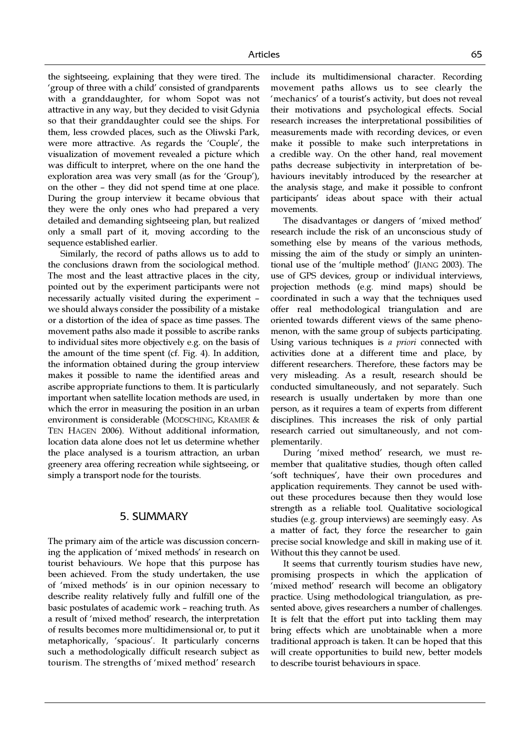the sightseeing, explaining that they were tired. The 'group of three with a child' consisted of grandparents with a granddaughter, for whom Sopot was not attractive in any way, but they decided to visit Gdynia so that their granddaughter could see the ships. For them, less crowded places, such as the Oliwski Park, were more attractive. As regards the 'Couple', the visualization of movement revealed a picture which was difficult to interpret, where on the one hand the exploration area was very small (as for the 'Group'), on the other – they did not spend time at one place. During the group interview it became obvious that they were the only ones who had prepared a very detailed and demanding sightseeing plan, but realized only a small part of it, moving according to the sequence established earlier.

Similarly, the record of paths allows us to add to the conclusions drawn from the sociological method. The most and the least attractive places in the city, pointed out by the experiment participants were not necessarily actually visited during the experiment – we should always consider the possibility of a mistake or a distortion of the idea of space as time passes. The movement paths also made it possible to ascribe ranks to individual sites more objectively e.g. on the basis of the amount of the time spent (cf. Fig. 4). In addition, the information obtained during the group interview makes it possible to name the identified areas and ascribe appropriate functions to them. It is particularly important when satellite location methods are used, in which the error in measuring the position in an urban environment is considerable (MODSCHING, KRAMER & TEN HAGEN 2006). Without additional information, location data alone does not let us determine whether the place analysed is a tourism attraction, an urban greenery area offering recreation while sightseeing, or simply a transport node for the tourists.

## 5. SUMMARY

The primary aim of the article was discussion concerning the application of 'mixed methods' in research on tourist behaviours. We hope that this purpose has been achieved. From the study undertaken, the use of 'mixed methods' is in our opinion necessary to describe reality relatively fully and fulfill one of the basic postulates of academic work – reaching truth. As a result of 'mixed method' research, the interpretation of results becomes more multidimensional or, to put it metaphorically, 'spacious'. It particularly concerns such a methodologically difficult research subject as tourism. The strengths of 'mixed method' research include its multidimensional character. Recording movement paths allows us to see clearly the 'mechanics' of a tourist's activity, but does not reveal their motivations and psychological effects. Social research increases the interpretational possibilities of measurements made with recording devices, or even make it possible to make such interpretations in a credible way. On the other hand, real movement paths decrease subjectivity in interpretation of behaviours inevitably introduced by the researcher at the analysis stage, and make it possible to confront participants' ideas about space with their actual movements.

The disadvantages or dangers of 'mixed method' research include the risk of an unconscious study of something else by means of the various methods, missing the aim of the study or simply an unintentional use of the 'multiple method' (JIANG 2003). The use of GPS devices, group or individual interviews, projection methods (e.g. mind maps) should be coordinated in such a way that the techniques used offer real methodological triangulation and are oriented towards different views of the same phenomenon, with the same group of subjects participating. Using various techniques is *a priori* connected with activities done at a different time and place, by different researchers. Therefore, these factors may be very misleading. As a result, research should be conducted simultaneously, and not separately. Such research is usually undertaken by more than one person, as it requires a team of experts from different disciplines. This increases the risk of only partial research carried out simultaneously, and not complementarily.

During 'mixed method' research, we must remember that qualitative studies, though often called 'soft techniques', have their own procedures and application requirements. They cannot be used without these procedures because then they would lose strength as a reliable tool. Qualitative sociological studies (e.g. group interviews) are seemingly easy. As a matter of fact, they force the researcher to gain precise social knowledge and skill in making use of it. Without this they cannot be used.

It seems that currently tourism studies have new, promising prospects in which the application of 'mixed method' research will become an obligatory practice. Using methodological triangulation, as presented above, gives researchers a number of challenges. It is felt that the effort put into tackling them may bring effects which are unobtainable when a more traditional approach is taken. It can be hoped that this will create opportunities to build new, better models to describe tourist behaviours in space.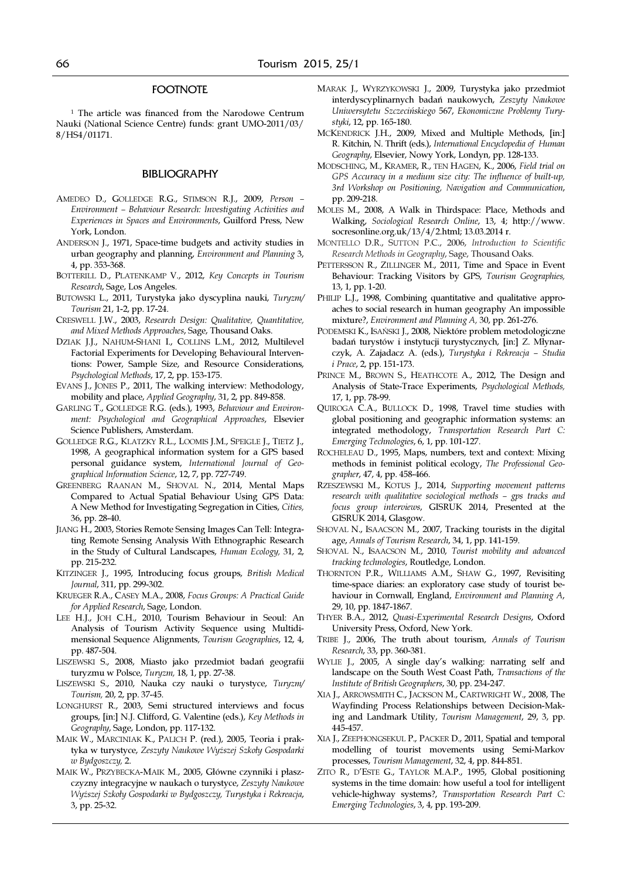## FOOTNOTE

[1] The article was financed from the Narodowe Centrum Nauki (National Science Centre) funds: grant UMO-2011/03/8/HS4/01171.

## BIBLIOGRAPHY

AMEDEO D., GOLLEDGE R.G., STIMSON R.J., 2009, *Person – Environment – Behaviour Research: Investigating Activities and Experiences in Spaces and Environments*, Guilford Press, New York, London.

ANDERSON J., 1971, Space-time budgets and activity studies in urban geography and planning, *Environment and Planning* 3, 4, pp. 353-368.

BOTTERILL D., PLATENKAMP V., 2012, *Key Concepts in Tourism Research*, Sage, Los Angeles.

BUTOWSKI L., 2011, Turystyka jako dyscyplina nauki, *Turyzm/Tourism* 21, 1-2, pp. 17-24.

CRESWELL J.W., 2003, *Research Design: Qualitative, Quantitative, and Mixed Methods Approaches*, Sage, Thousand Oaks.

DZIAK J.J., NAHUM-SHANI I., COLLINS L.M., 2012, Multilevel Factorial Experiments for Developing Behavioural Interventions: Power, Sample Size, and Resource Considerations, *Psychological Methods*, 17, 2, pp. 153-175.

EVANS J., JONES P., 2011, The walking interview: Methodology, mobility and place, *Applied Geography*, 31, 2, pp. 849-858.

GARLING T., GOLLEDGE R.G. (eds.), 1993, *Behaviour and Environment: Psychological and Geographical Approaches*, Elsevier Science Publishers, Amsterdam.

GOLLEDGE R.G., KLATZKY R.L., LOOMIS J.M., SPEIGLE J., TIETZ J., 1998, A geographical information system for a GPS based personal guidance system, *International Journal of Geographical Information Science*, 12, 7, pp. 727-749.

GREENBERG RAANAN M., SHOVAL N., 2014, Mental Maps Compared to Actual Spatial Behaviour Using GPS Data: A New Method for Investigating Segregation in Cities, *Cities*, 36, pp. 28-40.

JIANG H., 2003, Stories Remote Sensing Images Can Tell: Integrating Remote Sensing Analysis With Ethnographic Research in the Study of Cultural Landscapes, *Human Ecology*, 31, 2, pp. 215-232.

KITZINGER J., 1995, Introducing focus groups, *British Medical Journal*, 311, pp. 299-302.

KRUEGER R.A., CASEY M.A., 2008, *Focus Groups: A Practical Guide for Applied Research*, Sage, London.

LEE H.J., JOH C.H., 2010, Tourism Behaviour in Seoul: An Analysis of Tourism Activity Sequence using Multidimensional Sequence Alignments, *Tourism Geographies*, 12, 4, pp. 487-504.

LISZEWSKI S., 2008, Miasto jako przedmiot badań geografii turyzmu w Polsce, *Turyzm*, 18, 1, pp. 27-38.

LISZEWSKI S., 2010, Nauka czy nauki o turystyce, *Turyzm/Tourism*, 20, 2, pp. 37-45.

LONGHURST R., 2003, Semi structured interviews and focus groups, [in:] N.J. Clifford, G. Valentine (eds.), *Key Methods in Geography*, Sage, London, pp. 117-132.

MAIK W., MARCINIAK K., PALICH P. (red.), 2005, Teoria i praktyka w turystyce, *Zeszyty Naukowe Wyższej Szkoły Gospodarki w Bydgoszczy*, 2.

MAIK W., PRZYBECKA-MAIK M., 2005, Główne czynniki i płaszczyzny integracyjne w naukach o turystyce, *Zeszyty Naukowe Wyższej Szkoły Gospodarki w Bydgoszczy, Turystyka i Rekreacja*, 3, pp. 25-32.

MARAK J., WYRZYKOWSKI J., 2009, Turystyka jako przedmiot interdyscyplinarnych badań naukowych, *Zeszyty Naukowe Uniwersytetu Szczecińskiego* 567, *Ekonomiczne Problemy Turystyki*, 12, pp. 165-180.

MCKENDRICK J.H., 2009, Mixed and Multiple Methods, [in:] R. Kitchin, N. Thrift (eds.), *International Encyclopedia of Human Geography*, Elsevier, Nowy York, Londyn, pp. 128-133.

MODSCHING, M., KRAMER, R., TEN HAGEN, K., 2006, *Field trial on GPS Accuracy in a medium size city: The influence of built-up, 3rd Workshop on Positioning, Navigation and Communication*, pp. 209-218.

MOLES M., 2008, A Walk in Thirdspace: Place, Methods and Walking, *Sociological Research Online*, 13, 4; http://www.socresonline.org.uk/13/4/2.html; 13.03.2014 r.

MONTELLO D.R., SUTTON P.C., 2006, *Introduction to Scientific Research Methods in Geography*, Sage, Thousand Oaks.

PETTERSSON R., ZILLINGER M., 2011, Time and Space in Event Behaviour: Tracking Visitors by GPS, *Tourism Geographies*, 13, 1, pp. 1-20.

PHILIP L.J., 1998, Combining quantitative and qualitative approaches to social research in human geography An impossible mixture?, *Environment and Planning A*, 30, pp. 261-276.

PODEMSKI K., ISAŃSKI J., 2008, Niektóre problem metodologiczne badań turystów i instytucji turystycznych, [in:] Z. Młynarczyk, A. Zajadacz A. (eds.), *Turystyka i Rekreacja – Studia i Prace*, 2, pp. 151-173.

PRINCE M., BROWN S., HEATHCOTE A., 2012, The Design and Analysis of State-Trace Experiments, *Psychological Methods*, 17, 1, pp. 78-99.

QUIROGA C.A., BULLOCK D., 1998, Travel time studies with global positioning and geographic information systems: an integrated methodology, *Transportation Research Part C: Emerging Technologies*, 6, 1, pp. 101-127.

ROCHELEAU D., 1995, Maps, numbers, text and context: Mixing methods in feminist political ecology, *The Professional Geographer*, 47, 4, pp. 458-466.

RZESZEWSKI M., KOTUS J., 2014, *Supporting movement patterns research with qualitative sociological methods – gps tracks and focus group interviews*, GISRUK 2014, Presented at the GISRUK 2014, Glasgow.

SHOVAL N., ISAACSON M., 2007, Tracking tourists in the digital age, *Annals of Tourism Research*, 34, 1, pp. 141-159.

SHOVAL N., ISAACSON M., 2010, *Tourist mobility and advanced tracking technologies*, Routledge, London.

THORNTON P.R., WILLIAMS A.M., SHAW G., 1997, Revisiting time-space diaries: an exploratory case study of tourist behaviour in Cornwall, England, *Environment and Planning A*, 29, 10, pp. 1847-1867.

THYER B.A., 2012, *Quasi-Experimental Research Designs*, Oxford University Press, Oxford, New York.

TRIBE J., 2006, The truth about tourism, *Annals of Tourism Research*, 33, pp. 360-381.

WYLIE J., 2005, A single day's walking: narrating self and landscape on the South West Coast Path, *Transactions of the Institute of British Geographers*, 30, pp. 234-247.

XIA J., ARROWSMITH C., JACKSON M., CARTWRIGHT W., 2008, The Wayfinding Process Relationships between Decision-Making and Landmark Utility, *Tourism Management*, 29, 3, pp. 445-457.

XIA J., ZEEPHONGSEKUL P., PACKER D., 2011, Spatial and temporal modelling of tourist movements using Semi-Markov processes, *Tourism Management*, 32, 4, pp. 844-851.

ZITO R., D'ESTE G., TAYLOR M.A.P., 1995, Global positioning systems in the time domain: how useful a tool for intelligent vehicle-highway systems?, *Transportation Research Part C: Emerging Technologies*, 3, 4, pp. 193-209.